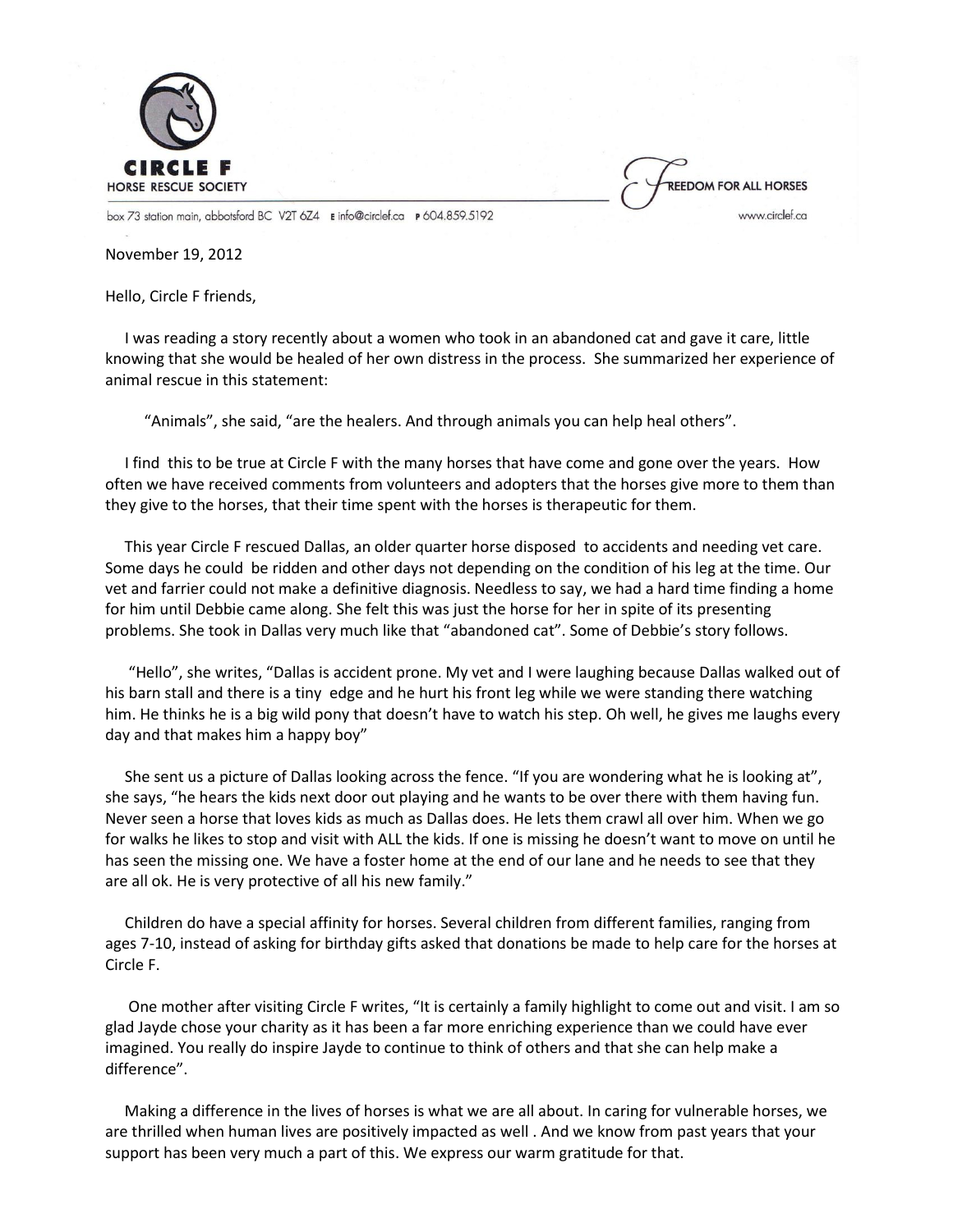**CIRCLE F**
HORSE RESCUE SOCIETY

FREEDOM FOR ALL HORSES

box 73 station main, abbotsford BC V2T 6Z4 E info@circlef.ca P 604.859.5192 www.circlef.ca

November 19, 2012

Hello, Circle F friends,

I was reading a story recently about a women who took in an abandoned cat and gave it care, little knowing that she would be healed of her own distress in the process. She summarized her experience of animal rescue in this statement:

"Animals", she said, "are the healers. And through animals you can help heal others".

I find this to be true at Circle F with the many horses that have come and gone over the years. How often we have received comments from volunteers and adopters that the horses give more to them than they give to the horses, that their time spent with the horses is therapeutic for them.

This year Circle F rescued Dallas, an older quarter horse disposed to accidents and needing vet care. Some days he could be ridden and other days not depending on the condition of his leg at the time. Our vet and farrier could not make a definitive diagnosis. Needless to say, we had a hard time finding a home for him until Debbie came along. She felt this was just the horse for her in spite of its presenting problems. She took in Dallas very much like that "abandoned cat". Some of Debbie's story follows.

"Hello", she writes, "Dallas is accident prone. My vet and I were laughing because Dallas walked out of his barn stall and there is a tiny edge and he hurt his front leg while we were standing there watching him. He thinks he is a big wild pony that doesn't have to watch his step. Oh well, he gives me laughs every day and that makes him a happy boy"

She sent us a picture of Dallas looking across the fence. "If you are wondering what he is looking at", she says, "he hears the kids next door out playing and he wants to be over there with them having fun. Never seen a horse that loves kids as much as Dallas does. He lets them crawl all over him. When we go for walks he likes to stop and visit with ALL the kids. If one is missing he doesn't want to move on until he has seen the missing one. We have a foster home at the end of our lane and he needs to see that they are all ok. He is very protective of all his new family."

Children do have a special affinity for horses. Several children from different families, ranging from ages 7-10, instead of asking for birthday gifts asked that donations be made to help care for the horses at Circle F.

One mother after visiting Circle F writes, "It is certainly a family highlight to come out and visit. I am so glad Jayde chose your charity as it has been a far more enriching experience than we could have ever imagined. You really do inspire Jayde to continue to think of others and that she can help make a difference".

Making a difference in the lives of horses is what we are all about. In caring for vulnerable horses, we are thrilled when human lives are positively impacted as well . And we know from past years that your support has been very much a part of this. We express our warm gratitude for that.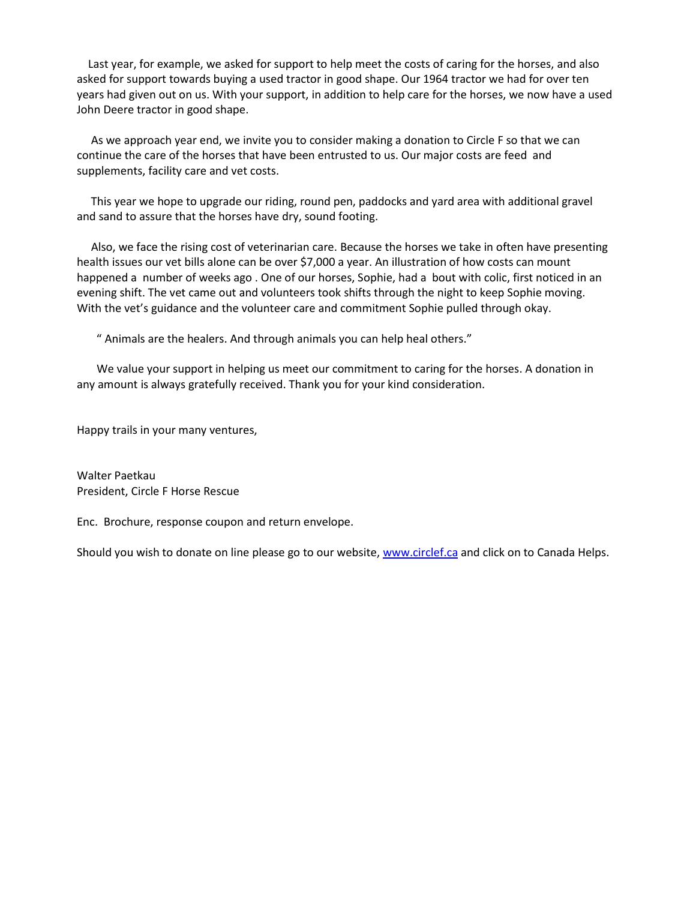Last year, for example, we asked for support to help meet the costs of caring for the horses, and also asked for support towards buying a used tractor in good shape. Our 1964 tractor we had for over ten years had given out on us. With your support, in addition to help care for the horses, we now have a used John Deere tractor in good shape.

As we approach year end, we invite you to consider making a donation to Circle F so that we can continue the care of the horses that have been entrusted to us. Our major costs are feed and supplements, facility care and vet costs.

This year we hope to upgrade our riding, round pen, paddocks and yard area with additional gravel and sand to assure that the horses have dry, sound footing.

Also, we face the rising cost of veterinarian care. Because the horses we take in often have presenting health issues our vet bills alone can be over $7,000 a year. An illustration of how costs can mount happened a number of weeks ago . One of our horses, Sophie, had a bout with colic, first noticed in an evening shift. The vet came out and volunteers took shifts through the night to keep Sophie moving. With the vet's guidance and the volunteer care and commitment Sophie pulled through okay.

" Animals are the healers. And through animals you can help heal others."

We value your support in helping us meet our commitment to caring for the horses. A donation in any amount is always gratefully received. Thank you for your kind consideration.

Happy trails in your many ventures,

Walter Paetkau
President, Circle F Horse Rescue

Enc. Brochure, response coupon and return envelope.

Should you wish to donate on line please go to our website, www.circlef.ca and click on to Canada Helps.